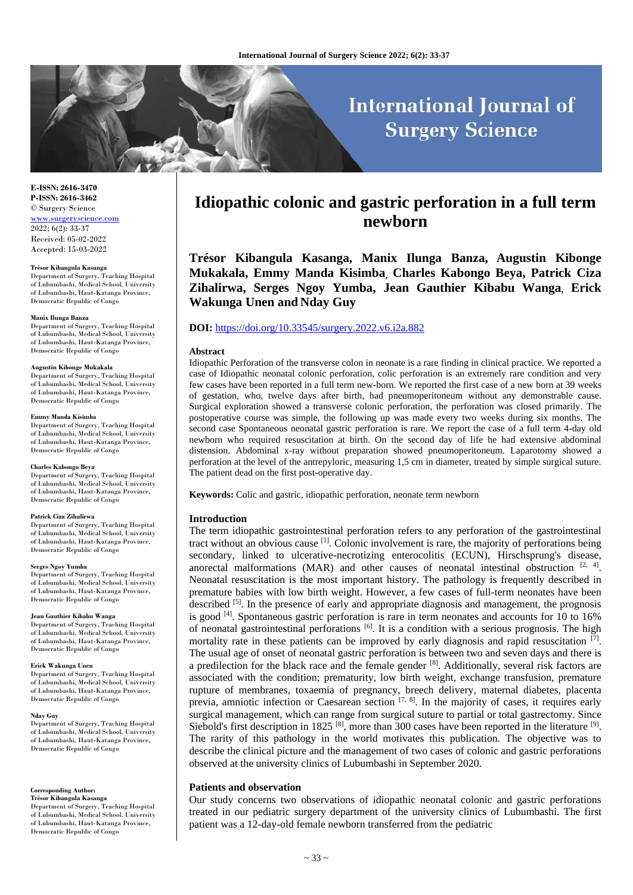# Idiopathic colonic and gastric perforation in a full term newborn

**Trésor Kibangula Kasanga, Manix Ilunga Banza, Augustin Kibonge Mukakala, Emmy Manda Kisimba, Charles Kabongo Beya, Patrick Ciza Zihalirwa, Serges Ngoy Yumba, Jean Gauthier Kibabu Wanga, Erick Wakunga Unen and Nday Guy**

**DOI:** https://doi.org/10.33545/surgery.2022.v6.i2a.882

**E-ISSN: 2616-3470**
**P-ISSN: 2616-3462**
© Surgery Science
www.surgeryscience.com
2022; 6(2): 33-37
Received: 05-02-2022
Accepted: 15-03-2022

**Trésor Kibangula Kasanga**
Department of Surgery, Teaching Hospital of Lubumbashi, Medical School, University of Lubumbashi, Haut-Katanga Province, Democratic Republic of Congo

**Manix Ilunga Banza**
Department of Surgery, Teaching Hospital of Lubumbashi, Medical School, University of Lubumbashi, Haut-Katanga Province, Democratic Republic of Congo

**Augustin Kibonge Mukakala**
Department of Surgery, Teaching Hospital of Lubumbashi, Medical School, University of Lubumbashi, Haut-Katanga Province, Democratic Republic of Congo

**Emmy Manda Kisimba**
Department of Surgery, Teaching Hospital of Lubumbashi, Medical School, University of Lubumbashi, Haut-Katanga Province, Democratic Republic of Congo

**Charles Kabongo Beya**
Department of Surgery, Teaching Hospital of Lubumbashi, Medical School, University of Lubumbashi, Haut-Katanga Province, Democratic Republic of Congo

**Patrick Ciza Zihalirwa**
Department of Surgery, Teaching Hospital of Lubumbashi, Medical School, University of Lubumbashi, Haut-Katanga Province, Democratic Republic of Congo

**Serges Ngoy Yumba**
Department of Surgery, Teaching Hospital of Lubumbashi, Medical School, University of Lubumbashi, Haut-Katanga Province, Democratic Republic of Congo

**Jean Gauthier Kibabu Wanga**
Department of Surgery, Teaching Hospital of Lubumbashi, Medical School, University of Lubumbashi, Haut-Katanga Province, Democratic Republic of Congo

**Erick Wakunga Unen**
Department of Surgery, Teaching Hospital of Lubumbashi, Medical School, University of Lubumbashi, Haut-Katanga Province, Democratic Republic of Congo

**Nday Guy**
Department of Surgery, Teaching Hospital of Lubumbashi, Medical School, University of Lubumbashi, Haut-Katanga Province, Democratic Republic of Congo

**Corresponding Author:**
**Trésor Kibangula Kasanga**
Department of Surgery, Teaching Hospital of Lubumbashi, Medical School, University of Lubumbashi, Haut-Katanga Province, Democratic Republic of Congo

## Abstract

Idiopathic Perforation of the transverse colon in neonate is a rare finding in clinical practice. We reported a case of Idiopathic neonatal colonic perforation, colic perforation is an extremely rare condition and very few cases have been reported in a full term new-born. We reported the first case of a new born at 39 weeks of gestation, who, twelve days after birth, had pneumoperitoneum without any demonstrable cause. Surgical exploration showed a transverse colonic perforation, the perforation was closed primarily. The postoperative course was simple, the following up was made every two weeks during six months. The second case Spontaneous neonatal gastric perforation is rare. We report the case of a full term 4-day old newborn who required resuscitation at birth. On the second day of life he had extensive abdominal distension. Abdominal x-ray without preparation showed pneumoperitoneum. Laparotomy showed a perforation at the level of the antrepyloric, measuring 1,5 cm in diameter, treated by simple surgical suture. The patient dead on the first post-operative day.

**Keywords:** Colic and gastric, idiopathic perforation, neonate term newborn

## Introduction

The term idiopathic gastrointestinal perforation refers to any perforation of the gastrointestinal tract without an obvious cause [1]. Colonic involvement is rare, the majority of perforations being secondary, linked to ulcerative-necrotizing enterocolitis (ECUN), Hirschsprung's disease, anorectal malformations (MAR) and other causes of neonatal intestinal obstruction [2, 4]. Neonatal resuscitation is the most important history. The pathology is frequently described in premature babies with low birth weight. However, a few cases of full-term neonates have been described [5]. In the presence of early and appropriate diagnosis and management, the prognosis is good [4]. Spontaneous gastric perforation is rare in term neonates and accounts for 10 to 16% of neonatal gastrointestinal perforations [6]. It is a condition with a serious prognosis. The high mortality rate in these patients can be improved by early diagnosis and rapid resuscitation [7]. The usual age of onset of neonatal gastric perforation is between two and seven days and there is a predilection for the black race and the female gender [8]. Additionally, several risk factors are associated with the condition; prematurity, low birth weight, exchange transfusion, premature rupture of membranes, toxaemia of pregnancy, breech delivery, maternal diabetes, placenta previa, amniotic infection or Caesarean section [7, 8]. In the majority of cases, it requires early surgical management, which can range from surgical suture to partial or total gastrectomy. Since Siebold's first description in 1825 [8], more than 300 cases have been reported in the literature [9]. The rarity of this pathology in the world motivates this publication. The objective was to describe the clinical picture and the management of two cases of colonic and gastric perforations observed at the university clinics of Lubumbashi in September 2020.

## Patients and observation

Our study concerns two observations of idiopathic neonatal colonic and gastric perforations treated in our pediatric surgery department of the university clinics of Lubumbashi. The first patient was a 12-day-old female newborn transferred from the pediatric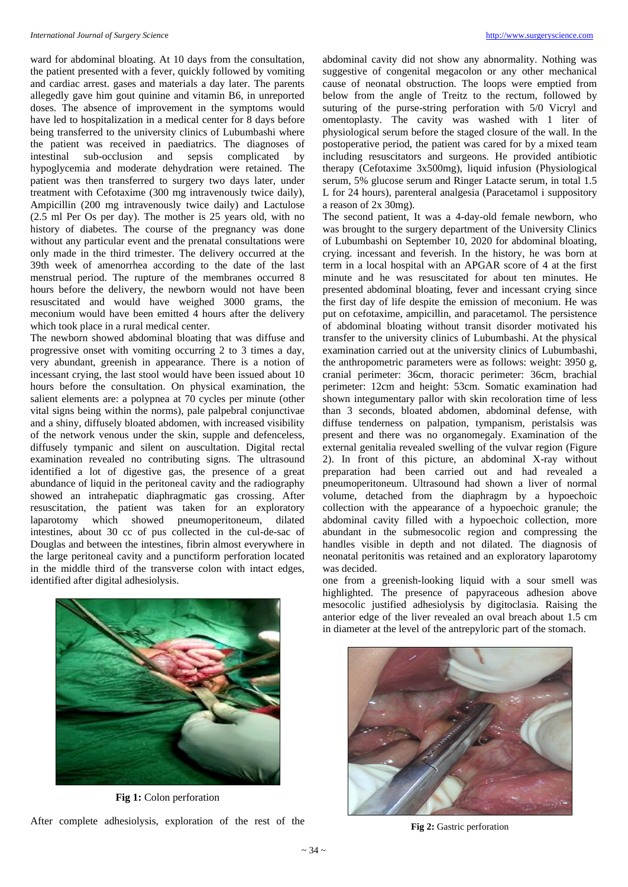ward for abdominal bloating. At 10 days from the consultation, the patient presented with a fever, quickly followed by vomiting and cardiac arrest. gases and materials a day later. The parents allegedly gave him gout quinine and vitamin B6, in unreported doses. The absence of improvement in the symptoms would have led to hospitalization in a medical center for 8 days before being transferred to the university clinics of Lubumbashi where the patient was received in paediatrics. The diagnoses of intestinal sub-occlusion and sepsis complicated by hypoglycemia and moderate dehydration were retained. The patient was then transferred to surgery two days later, under treatment with Cefotaxime (300 mg intravenously twice daily), Ampicillin (200 mg intravenously twice daily) and Lactulose (2.5 ml Per Os per day). The mother is 25 years old, with no history of diabetes. The course of the pregnancy was done without any particular event and the prenatal consultations were only made in the third trimester. The delivery occurred at the 39th week of amenorrhea according to the date of the last menstrual period. The rupture of the membranes occurred 8 hours before the delivery, the newborn would not have been resuscitated and would have weighed 3000 grams, the meconium would have been emitted 4 hours after the delivery which took place in a rural medical center.

The newborn showed abdominal bloating that was diffuse and progressive onset with vomiting occurring 2 to 3 times a day, very abundant, greenish in appearance. There is a notion of incessant crying, the last stool would have been issued about 10 hours before the consultation. On physical examination, the salient elements are: a polypnea at 70 cycles per minute (other vital signs being within the norms), pale palpebral conjunctivae and a shiny, diffusely bloated abdomen, with increased visibility of the network venous under the skin, supple and defenceless, diffusely tympanic and silent on auscultation. Digital rectal examination revealed no contributing signs. The ultrasound identified a lot of digestive gas, the presence of a great abundance of liquid in the peritoneal cavity and the radiography showed an intrahepatic diaphragmatic gas crossing. After resuscitation, the patient was taken for an exploratory laparotomy which showed pneumoperitoneum, dilated intestines, about 30 cc of pus collected in the cul-de-sac of Douglas and between the intestines, fibrin almost everywhere in the large peritoneal cavity and a punctiform perforation located in the middle third of the transverse colon with intact edges, identified after digital adhesiolysis.

**Fig 1:** Colon perforation

After complete adhesiolysis, exploration of the rest of the abdominal cavity did not show any abnormality. Nothing was suggestive of congenital megacolon or any other mechanical cause of neonatal obstruction. The loops were emptied from below from the angle of Treitz to the rectum, followed by suturing of the purse-string perforation with 5/0 Vicryl and omentoplasty. The cavity was washed with 1 liter of physiological serum before the staged closure of the wall. In the postoperative period, the patient was cared for by a mixed team including resuscitators and surgeons. He provided antibiotic therapy (Cefotaxime 3x500mg), liquid infusion (Physiological serum, 5% glucose serum and Ringer Latacte serum, in total 1.5 L for 24 hours), parenteral analgesia (Paracetamol i suppository a reason of 2x 30mg).

The second patient, It was a 4-day-old female newborn, who was brought to the surgery department of the University Clinics of Lubumbashi on September 10, 2020 for abdominal bloating, crying. incessant and feverish. In the history, he was born at term in a local hospital with an APGAR score of 4 at the first minute and he was resuscitated for about ten minutes. He presented abdominal bloating, fever and incessant crying since the first day of life despite the emission of meconium. He was put on cefotaxime, ampicillin, and paracetamol. The persistence of abdominal bloating without transit disorder motivated his transfer to the university clinics of Lubumbashi. At the physical examination carried out at the university clinics of Lubumbashi, the anthropometric parameters were as follows: weight: 3950 g, cranial perimeter: 36cm, thoracic perimeter: 36cm, brachial perimeter: 12cm and height: 53cm. Somatic examination had shown integumentary pallor with skin recoloration time of less than 3 seconds, bloated abdomen, abdominal defense, with diffuse tenderness on palpation, tympanism, peristalsis was present and there was no organomegaly. Examination of the external genitalia revealed swelling of the vulvar region (Figure 2). In front of this picture, an abdominal X-ray without preparation had been carried out and had revealed a pneumoperitoneum. Ultrasound had shown a liver of normal volume, detached from the diaphragm by a hypoechoic collection with the appearance of a hypoechoic granule; the abdominal cavity filled with a hypoechoic collection, more abundant in the submesocolic region and compressing the handles visible in depth and not dilated. The diagnosis of neonatal peritonitis was retained and an exploratory laparotomy was decided.

one from a greenish-looking liquid with a sour smell was highlighted. The presence of papyraceous adhesion above mesocolic justified adhesiolysis by digitoclasia. Raising the anterior edge of the liver revealed an oval breach about 1.5 cm in diameter at the level of the antrepyloric part of the stomach.

**Fig 2:** Gastric perforation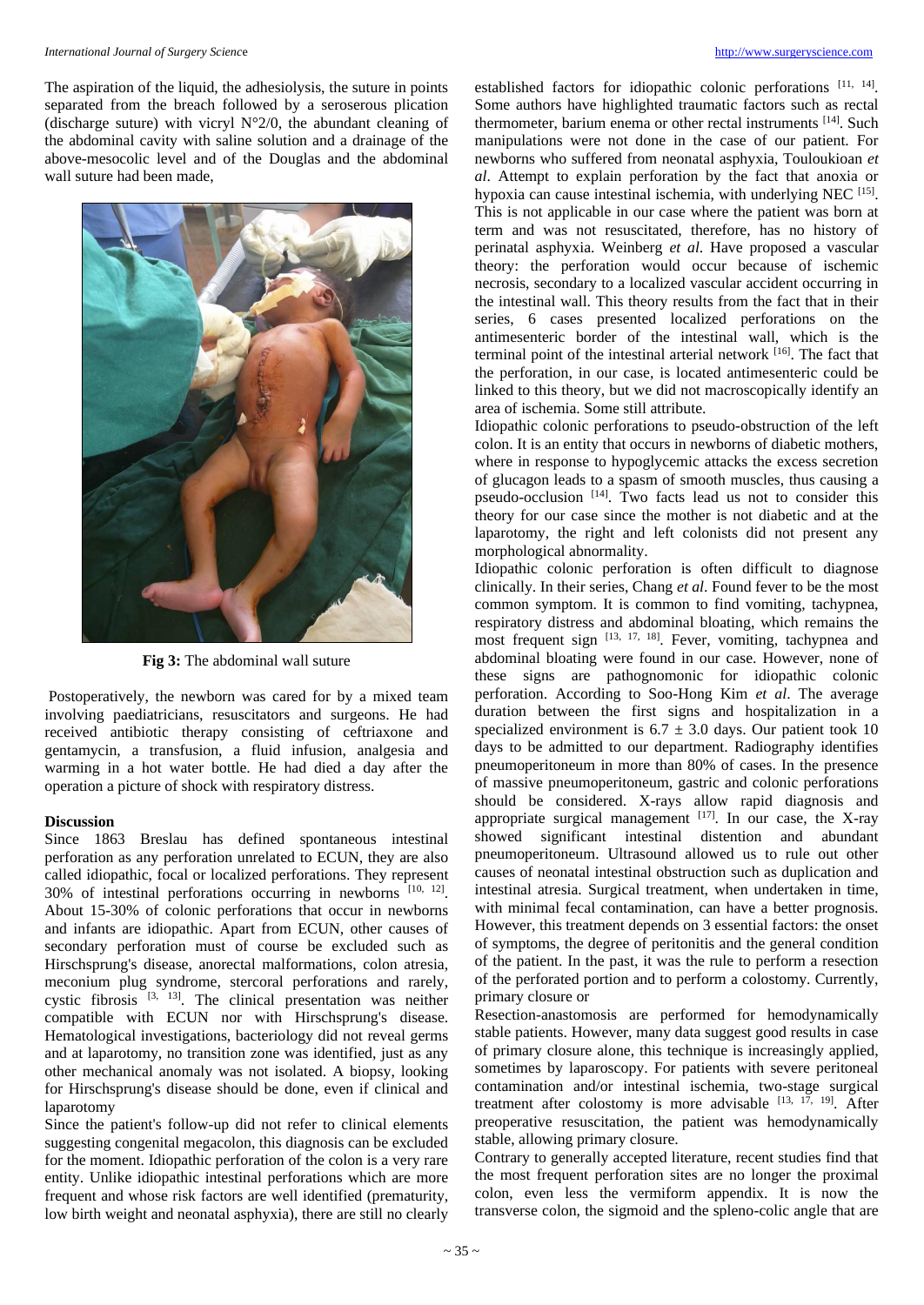The aspiration of the liquid, the adhesiolysis, the suture in points separated from the breach followed by a seroserous plication (discharge suture) with vicryl N°2/0, the abundant cleaning of the abdominal cavity with saline solution and a drainage of the above-mesocolic level and of the Douglas and the abdominal wall suture had been made,

**Fig 3:** The abdominal wall suture

Postoperatively, the newborn was cared for by a mixed team involving paediatricians, resuscitators and surgeons. He had received antibiotic therapy consisting of ceftriaxone and gentamycin, a transfusion, a fluid infusion, analgesia and warming in a hot water bottle. He had died a day after the operation a picture of shock with respiratory distress.

## Discussion

Since 1863 Breslau has defined spontaneous intestinal perforation as any perforation unrelated to ECUN, they are also called idiopathic, focal or localized perforations. They represent 30% of intestinal perforations occurring in newborns [10, 12]. About 15-30% of colonic perforations that occur in newborns and infants are idiopathic. Apart from ECUN, other causes of secondary perforation must of course be excluded such as Hirschsprung's disease, anorectal malformations, colon atresia, meconium plug syndrome, stercoral perforations and rarely, cystic fibrosis [3, 13]. The clinical presentation was neither compatible with ECUN nor with Hirschsprung's disease. Hematological investigations, bacteriology did not reveal germs and at laparotomy, no transition zone was identified, just as any other mechanical anomaly was not isolated. A biopsy, looking for Hirschsprung's disease should be done, even if clinical and laparotomy

Since the patient's follow-up did not refer to clinical elements suggesting congenital megacolon, this diagnosis can be excluded for the moment. Idiopathic perforation of the colon is a very rare entity. Unlike idiopathic intestinal perforations which are more frequent and whose risk factors are well identified (prematurity, low birth weight and neonatal asphyxia), there are still no clearly established factors for idiopathic colonic perforations [11, 14]. Some authors have highlighted traumatic factors such as rectal thermometer, barium enema or other rectal instruments [14]. Such manipulations were not done in the case of our patient. For newborns who suffered from neonatal asphyxia, Touloukioan *et al*. Attempt to explain perforation by the fact that anoxia or hypoxia can cause intestinal ischemia, with underlying NEC [15]. This is not applicable in our case where the patient was born at term and was not resuscitated, therefore, has no history of perinatal asphyxia. Weinberg *et al*. Have proposed a vascular theory: the perforation would occur because of ischemic necrosis, secondary to a localized vascular accident occurring in the intestinal wall. This theory results from the fact that in their series, 6 cases presented localized perforations on the antimesenteric border of the intestinal wall, which is the terminal point of the intestinal arterial network [16]. The fact that the perforation, in our case, is located antimesenteric could be linked to this theory, but we did not macroscopically identify an area of ischemia. Some still attribute.

Idiopathic colonic perforations to pseudo-obstruction of the left colon. It is an entity that occurs in newborns of diabetic mothers, where in response to hypoglycemic attacks the excess secretion of glucagon leads to a spasm of smooth muscles, thus causing a pseudo-occlusion [14]. Two facts lead us not to consider this theory for our case since the mother is not diabetic and at the laparotomy, the right and left colonists did not present any morphological abnormality.

Idiopathic colonic perforation is often difficult to diagnose clinically. In their series, Chang *et al*. Found fever to be the most common symptom. It is common to find vomiting, tachypnea, respiratory distress and abdominal bloating, which remains the most frequent sign [13, 17, 18]. Fever, vomiting, tachypnea and abdominal bloating were found in our case. However, none of these signs are pathognomonic for idiopathic colonic perforation. According to Soo-Hong Kim *et al*. The average duration between the first signs and hospitalization in a specialized environment is 6.7 ± 3.0 days. Our patient took 10 days to be admitted to our department. Radiography identifies pneumoperitoneum in more than 80% of cases. In the presence of massive pneumoperitoneum, gastric and colonic perforations should be considered. X-rays allow rapid diagnosis and appropriate surgical management [17]. In our case, the X-ray showed significant intestinal distention and abundant pneumoperitoneum. Ultrasound allowed us to rule out other causes of neonatal intestinal obstruction such as duplication and intestinal atresia. Surgical treatment, when undertaken in time, with minimal fecal contamination, can have a better prognosis. However, this treatment depends on 3 essential factors: the onset of symptoms, the degree of peritonitis and the general condition of the patient. In the past, it was the rule to perform a resection of the perforated portion and to perform a colostomy. Currently, primary closure or

Resection-anastomosis are performed for hemodynamically stable patients. However, many data suggest good results in case of primary closure alone, this technique is increasingly applied, sometimes by laparoscopy. For patients with severe peritoneal contamination and/or intestinal ischemia, two-stage surgical treatment after colostomy is more advisable [13, 17, 19]. After preoperative resuscitation, the patient was hemodynamically stable, allowing primary closure.

Contrary to generally accepted literature, recent studies find that the most frequent perforation sites are no longer the proximal colon, even less the vermiform appendix. It is now the transverse colon, the sigmoid and the spleno-colic angle that are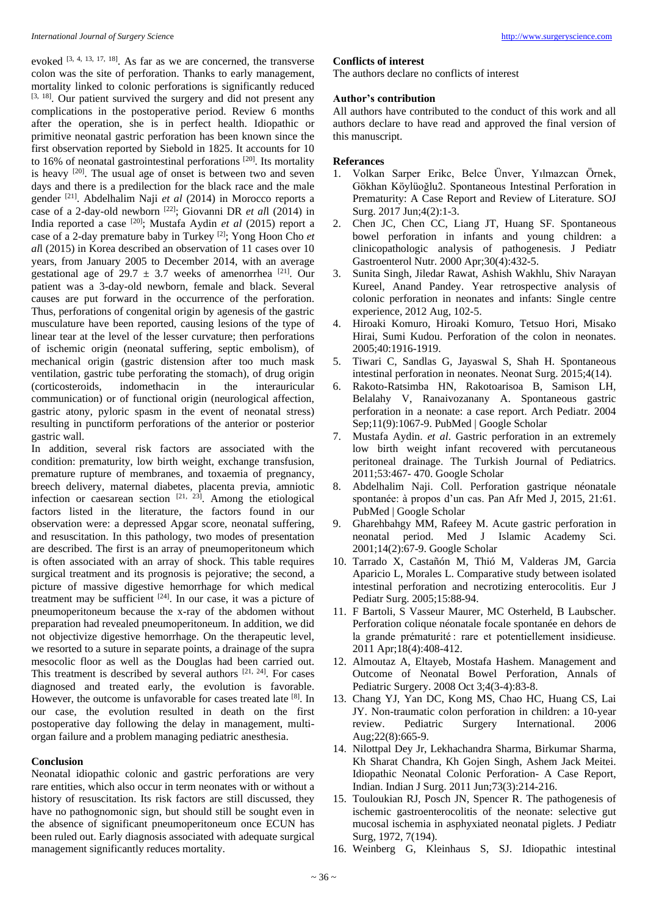evoked [3, 4, 13, 17, 18]. As far as we are concerned, the transverse colon was the site of perforation. Thanks to early management, mortality linked to colonic perforations is significantly reduced [3, 18]. Our patient survived the surgery and did not present any complications in the postoperative period. Review 6 months after the operation, she is in perfect health. Idiopathic or primitive neonatal gastric perforation has been known since the first observation reported by Siebold in 1825. It accounts for 10 to 16% of neonatal gastrointestinal perforations [20]. Its mortality is heavy [20]. The usual age of onset is between two and seven days and there is a predilection for the black race and the male gender [21]. Abdelhalim Naji *et al* (2014) in Morocco reports a case of a 2-day-old newborn [22]; Giovanni DR *et al*l (2014) in India reported a case [20]; Mustafa Aydin *et al* (2015) report a case of a 2-day premature baby in Turkey [2]; Yong Hoon Cho *et al*l (2015) in Korea described an observation of 11 cases over 10 years, from January 2005 to December 2014, with an average gestational age of 29.7 ± 3.7 weeks of amenorrhea [21]. Our patient was a 3-day-old newborn, female and black. Several causes are put forward in the occurrence of the perforation. Thus, perforations of congenital origin by agenesis of the gastric musculature have been reported, causing lesions of the type of linear tear at the level of the lesser curvature; then perforations of ischemic origin (neonatal suffering, septic embolism), of mechanical origin (gastric distension after too much mask ventilation, gastric tube perforating the stomach), of drug origin (corticosteroids, indomethacin in the interauricular communication) or of functional origin (neurological affection, gastric atony, pyloric spasm in the event of neonatal stress) resulting in punctiform perforations of the anterior or posterior gastric wall.

In addition, several risk factors are associated with the condition: prematurity, low birth weight, exchange transfusion, premature rupture of membranes, and toxaemia of pregnancy, breech delivery, maternal diabetes, placenta previa, amniotic infection or caesarean section [21, 23]. Among the etiological factors listed in the literature, the factors found in our observation were: a depressed Apgar score, neonatal suffering, and resuscitation. In this pathology, two modes of presentation are described. The first is an array of pneumoperitoneum which is often associated with an array of shock. This table requires surgical treatment and its prognosis is pejorative; the second, a picture of massive digestive hemorrhage for which medical treatment may be sufficient [24]. In our case, it was a picture of pneumoperitoneum because the x-ray of the abdomen without preparation had revealed pneumoperitoneum. In addition, we did not objectivize digestive hemorrhage. On the therapeutic level, we resorted to a suture in separate points, a drainage of the supra mesocolic floor as well as the Douglas had been carried out. This treatment is described by several authors [21, 24]. For cases diagnosed and treated early, the evolution is favorable. However, the outcome is unfavorable for cases treated late [8]. In our case, the evolution resulted in death on the first postoperative day following the delay in management, multi-organ failure and a problem managing pediatric anesthesia.

## Conclusion

Neonatal idiopathic colonic and gastric perforations are very rare entities, which also occur in term neonates with or without a history of resuscitation. Its risk factors are still discussed, they have no pathognomonic sign, but should still be sought even in the absence of significant pneumoperitoneum once ECUN has been ruled out. Early diagnosis associated with adequate surgical management significantly reduces mortality.

## Conflicts of interest

The authors declare no conflicts of interest

## Author's contribution

All authors have contributed to the conduct of this work and all authors declare to have read and approved the final version of this manuscript.

## Referances

1. Volkan Sarper Erikc, Belce Ünver, Yılmazcan Örnek, Gökhan Köylüoğlu2. Spontaneous Intestinal Perforation in Prematurity: A Case Report and Review of Literature. SOJ Surg. 2017 Jun;4(2):1-3.
2. Chen JC, Chen CC, Liang JT, Huang SF. Spontaneous bowel perforation in infants and young children: a clinicopathologic analysis of pathogenesis. J Pediatr Gastroenterol Nutr. 2000 Apr;30(4):432-5.
3. Sunita Singh, Jiledar Rawat, Ashish Wakhlu, Shiv Narayan Kureel, Anand Pandey. Year retrospective analysis of colonic perforation in neonates and infants: Single centre experience, 2012 Aug, 102-5.
4. Hiroaki Komuro, Hiroaki Komuro, Tetsuo Hori, Misako Hirai, Sumi Kudou. Perforation of the colon in neonates. 2005;40:1916-1919.
5. Tiwari C, Sandlas G, Jayaswal S, Shah H. Spontaneous intestinal perforation in neonates. Neonat Surg. 2015;4(14).
6. Rakoto-Ratsimba HN, Rakotoarisoa B, Samison LH, Belalahy V, Ranaivozanany A. Spontaneous gastric perforation in a neonate: a case report. Arch Pediatr. 2004 Sep;11(9):1067-9. PubMed | Google Scholar
7. Mustafa Aydin. *et al*. Gastric perforation in an extremely low birth weight infant recovered with percutaneous peritoneal drainage. The Turkish Journal of Pediatrics. 2011;53:467- 470. Google Scholar
8. Abdelhalim Naji. Coll. Perforation gastrique néonatale spontanée: à propos d'un cas. Pan Afr Med J, 2015, 21:61. PubMed | Google Scholar
9. Gharehbahgy MM, Rafeey M. Acute gastric perforation in neonatal period. Med J Islamic Academy Sci. 2001;14(2):67-9. Google Scholar
10. Tarrado X, Castañón M, Thió M, Valderas JM, Garcia Aparicio L, Morales L. Comparative study between isolated intestinal perforation and necrotizing enterocolitis. Eur J Pediatr Surg. 2005;15:88-94.
11. F Bartoli, S Vasseur Maurer, MC Osterheld, B Laubscher. Perforation colique néonatale focale spontanée en dehors de la grande prématurité : rare et potentiellement insidieuse. 2011 Apr;18(4):408-412.
12. Almoutaz A, Eltayeb, Mostafa Hashem. Management and Outcome of Neonatal Bowel Perforation, Annals of Pediatric Surgery. 2008 Oct 3;4(3-4):83-8.
13. Chang YJ, Yan DC, Kong MS, Chao HC, Huang CS, Lai JY. Non-traumatic colon perforation in children: a 10-year review. Pediatric Surgery International. 2006 Aug;22(8):665-9.
14. Nilottpal Dey Jr, Lekhachandra Sharma, Birkumar Sharma, Kh Sharat Chandra, Kh Gojen Singh, Ashem Jack Meitei. Idiopathic Neonatal Colonic Perforation- A Case Report, Indian. Indian J Surg. 2011 Jun;73(3):214-216.
15. Touloukian RJ, Posch JN, Spencer R. The pathogenesis of ischemic gastroenterocolitis of the neonate: selective gut mucosal ischemia in asphyxiated neonatal piglets. J Pediatr Surg, 1972, 7(194).
16. Weinberg G, Kleinhaus S, SJ. Idiopathic intestinal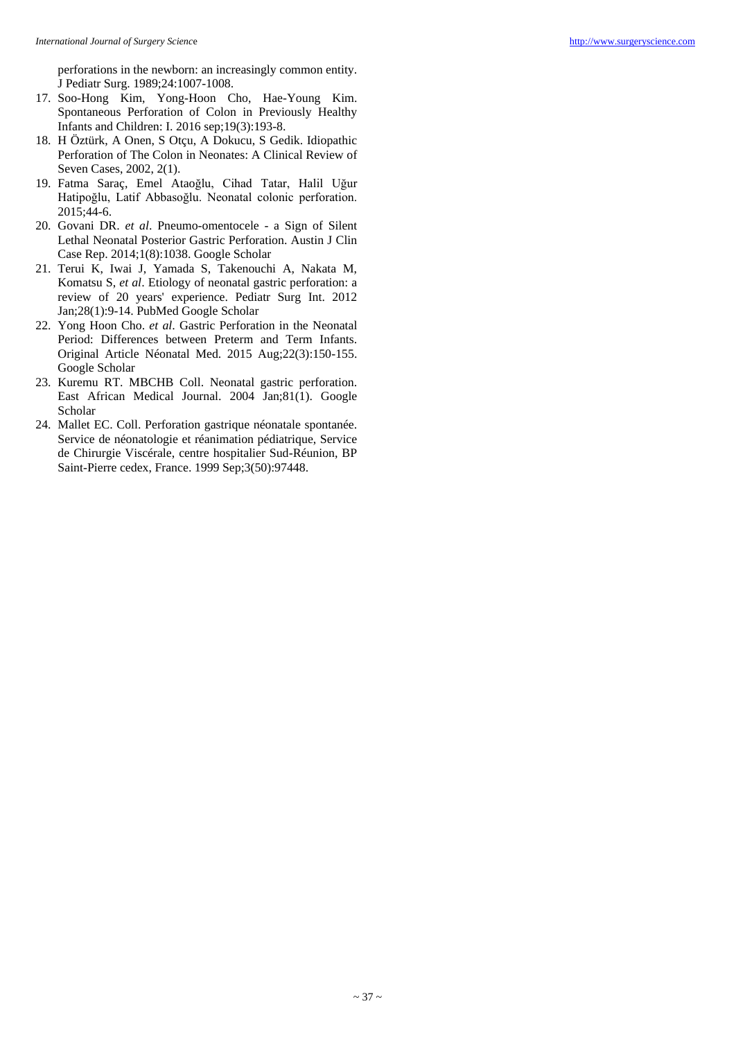perforations in the newborn: an increasingly common entity. J Pediatr Surg. 1989;24:1007-1008.

17. Soo-Hong Kim, Yong-Hoon Cho, Hae-Young Kim. Spontaneous Perforation of Colon in Previously Healthy Infants and Children: I. 2016 sep;19(3):193-8.
18. H Öztürk, A Onen, S Otçu, A Dokucu, S Gedik. Idiopathic Perforation of The Colon in Neonates: A Clinical Review of Seven Cases, 2002, 2(1).
19. Fatma Saraç, Emel Ataoğlu, Cihad Tatar, Halil Uğur Hatipoğlu, Latif Abbasoğlu. Neonatal colonic perforation. 2015;44-6.
20. Govani DR. *et al*. Pneumo-omentocele - a Sign of Silent Lethal Neonatal Posterior Gastric Perforation. Austin J Clin Case Rep. 2014;1(8):1038. Google Scholar
21. Terui K, Iwai J, Yamada S, Takenouchi A, Nakata M, Komatsu S, *et al*. Etiology of neonatal gastric perforation: a review of 20 years' experience. Pediatr Surg Int. 2012 Jan;28(1):9-14. PubMed Google Scholar
22. Yong Hoon Cho. *et al*. Gastric Perforation in the Neonatal Period: Differences between Preterm and Term Infants. Original Article Néonatal Med. 2015 Aug;22(3):150-155. Google Scholar
23. Kuremu RT. MBCHB Coll. Neonatal gastric perforation. East African Medical Journal. 2004 Jan;81(1). Google Scholar
24. Mallet EC. Coll. Perforation gastrique néonatale spontanée. Service de néonatologie et réanimation pédiatrique, Service de Chirurgie Viscérale, centre hospitalier Sud-Réunion, BP Saint-Pierre cedex, France. 1999 Sep;3(50):97448.